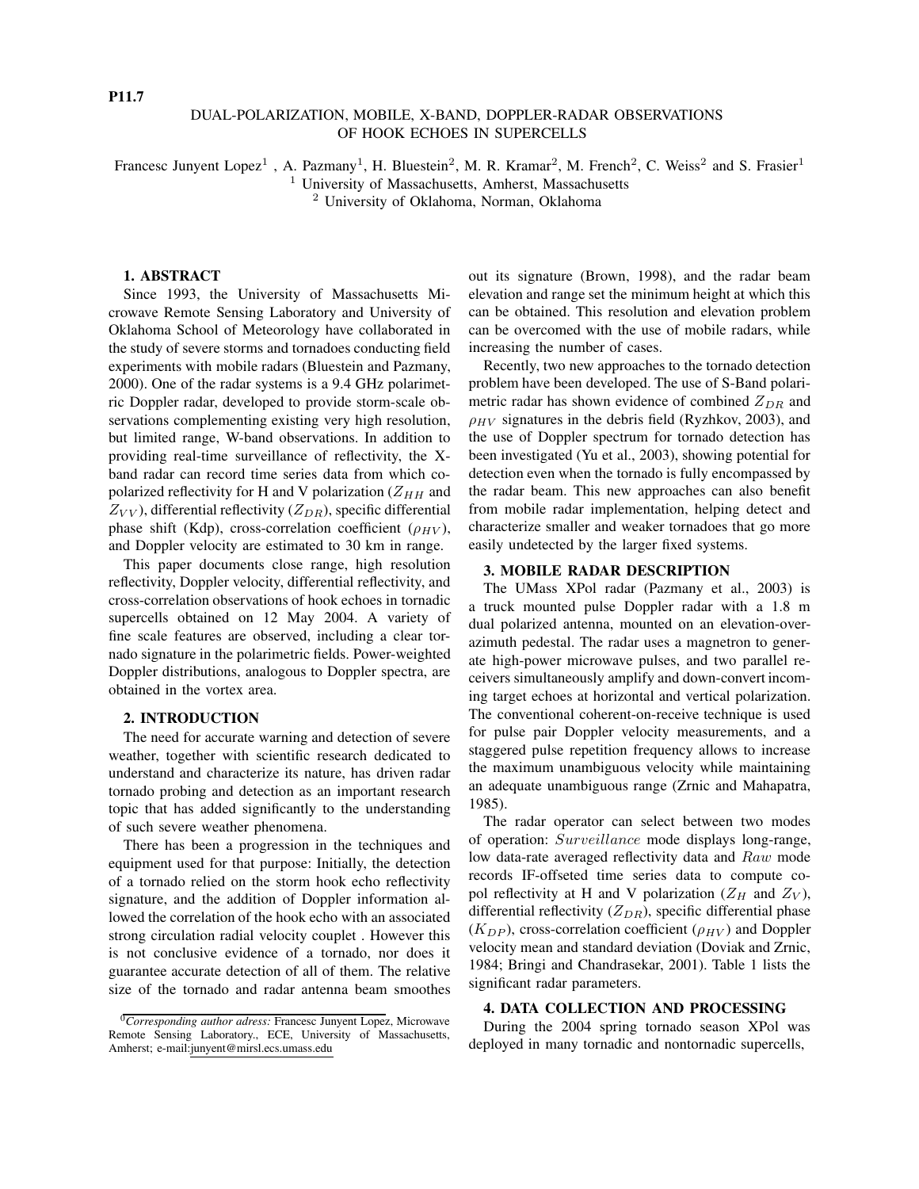P11.7

# DUAL-POLARIZATION, MOBILE, X-BAND, DOPPLER-RADAR OBSERVATIONS OF HOOK ECHOES IN SUPERCELLS

Francesc Junyent Lopez[1], A. Pazmany[1], H. Bluestein[2], M. R. Kramar[2], M. French[2], C. Weiss[2] and S. Frasier[1]

[1] University of Massachusetts, Amherst, Massachusetts

[2] University of Oklahoma, Norman, Oklahoma

## 1. ABSTRACT

Since 1993, the University of Massachusetts Microwave Remote Sensing Laboratory and University of Oklahoma School of Meteorology have collaborated in the study of severe storms and tornadoes conducting field experiments with mobile radars (Bluestein and Pazmany, 2000). One of the radar systems is a 9.4 GHz polarimetric Doppler radar, developed to provide storm-scale observations complementing existing very high resolution, but limited range, W-band observations. In addition to providing real-time surveillance of reflectivity, the X-band radar can record time series data from which copolarized reflectivity for H and V polarization ($Z_{HH}$ and $Z_{VV}$), differential reflectivity ($Z_{DR}$), specific differential phase shift (Kdp), cross-correlation coefficient ($\rho_{HV}$), and Doppler velocity are estimated to 30 km in range.

This paper documents close range, high resolution reflectivity, Doppler velocity, differential reflectivity, and cross-correlation observations of hook echoes in tornadic supercells obtained on 12 May 2004. A variety of fine scale features are observed, including a clear tornado signature in the polarimetric fields. Power-weighted Doppler distributions, analogous to Doppler spectra, are obtained in the vortex area.

## 2. INTRODUCTION

The need for accurate warning and detection of severe weather, together with scientific research dedicated to understand and characterize its nature, has driven radar tornado probing and detection as an important research topic that has added significantly to the understanding of such severe weather phenomena.

There has been a progression in the techniques and equipment used for that purpose: Initially, the detection of a tornado relied on the storm hook echo reflectivity signature, and the addition of Doppler information allowed the correlation of the hook echo with an associated strong circulation radial velocity couplet . However this is not conclusive evidence of a tornado, nor does it guarantee accurate detection of all of them. The relative size of the tornado and radar antenna beam smoothes out its signature (Brown, 1998), and the radar beam elevation and range set the minimum height at which this can be obtained. This resolution and elevation problem can be overcomed with the use of mobile radars, while increasing the number of cases.

Recently, two new approaches to the tornado detection problem have been developed. The use of S-Band polarimetric radar has shown evidence of combined $Z_{DR}$ and $\rho_{HV}$ signatures in the debris field (Ryzhkov, 2003), and the use of Doppler spectrum for tornado detection has been investigated (Yu et al., 2003), showing potential for detection even when the tornado is fully encompassed by the radar beam. This new approaches can also benefit from mobile radar implementation, helping detect and characterize smaller and weaker tornadoes that go more easily undetected by the larger fixed systems.

## 3. MOBILE RADAR DESCRIPTION

The UMass XPol radar (Pazmany et al., 2003) is a truck mounted pulse Doppler radar with a 1.8 m dual polarized antenna, mounted on an elevation-over-azimuth pedestal. The radar uses a magnetron to generate high-power microwave pulses, and two parallel receivers simultaneously amplify and down-convert incoming target echoes at horizontal and vertical polarization. The conventional coherent-on-receive technique is used for pulse pair Doppler velocity measurements, and a staggered pulse repetition frequency allows to increase the maximum unambiguous velocity while maintaining an adequate unambiguous range (Zrnic and Mahapatra, 1985).

The radar operator can select between two modes of operation: *Surveillance* mode displays long-range, low data-rate averaged reflectivity data and *Raw* mode records IF-offseted time series data to compute copol reflectivity at H and V polarization ($Z_H$ and $Z_V$), differential reflectivity ($Z_{DR}$), specific differential phase ($K_{DP}$), cross-correlation coefficient ($\rho_{HV}$) and Doppler velocity mean and standard deviation (Doviak and Zrnic, 1984; Bringi and Chandrasekar, 2001). Table 1 lists the significant radar parameters.

## 4. DATA COLLECTION AND PROCESSING

During the 2004 spring tornado season XPol was deployed in many tornadic and nontornadic supercells,

---

*Corresponding author adress:* Francesc Junyent Lopez, Microwave Remote Sensing Laboratory., ECE, University of Massachusetts, Amherst; e-mail:junyent@mirsl.ecs.umass.edu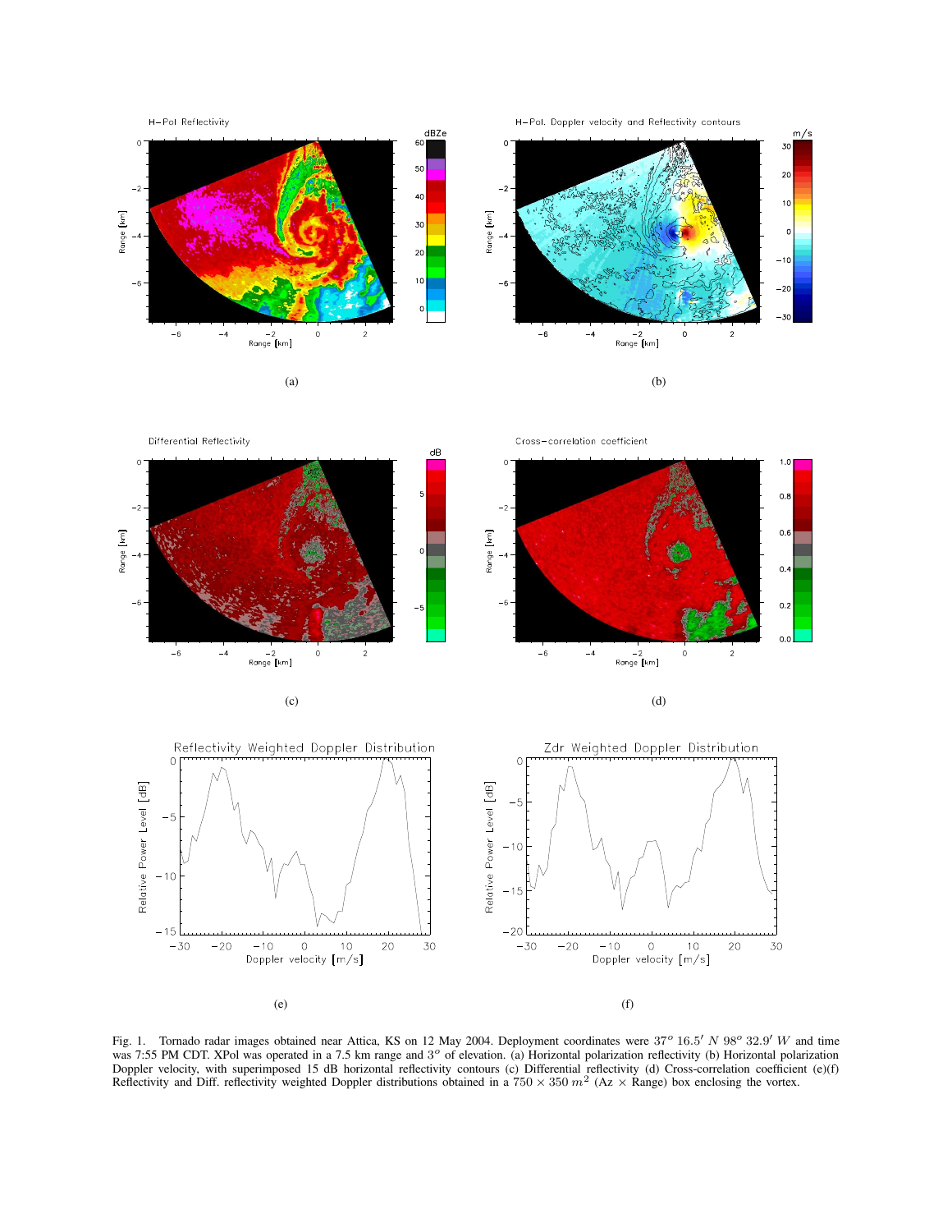(a)

(b)

(c)

(d)

(e)

(f)

Fig. 1. Tornado radar images obtained near Attica, KS on 12 May 2004. Deployment coordinates were $37^o\ 16.5'\ N\ 98^o\ 32.9'\ W$ and time was 7:55 PM CDT. XPol was operated in a 7.5 km range and $3^o$ of elevation. (a) Horizontal polarization reflectivity (b) Horizontal polarization Doppler velocity, with superimposed 15 dB horizontal reflectivity contours (c) Differential reflectivity (d) Cross-correlation coefficient (e)(f) Reflectivity and Diff. reflectivity weighted Doppler distributions obtained in a $750 \times 350\ m^2$ (Az $\times$ Range) box enclosing the vortex.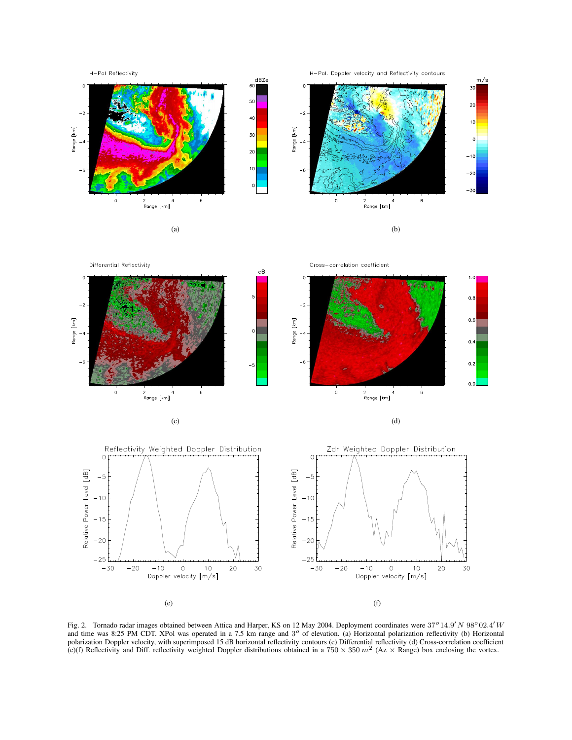(a)

(b)

(c)

(d)

(e)

(f)

Fig. 2. Tornado radar images obtained between Attica and Harper, KS on 12 May 2004. Deployment coordinates were $37^o 14.9' N$ $98^o 02.4' W$ and time was 8:25 PM CDT. XPol was operated in a 7.5 km range and $3^o$ of elevation. (a) Horizontal polarization reflectivity (b) Horizontal polarization Doppler velocity, with superimposed 15 dB horizontal reflectivity contours (c) Differential reflectivity (d) Cross-correlation coefficient (e)(f) Reflectivity and Diff. reflectivity weighted Doppler distributions obtained in a $750 \times 350\ m^2$ (Az $\times$ Range) box enclosing the vortex.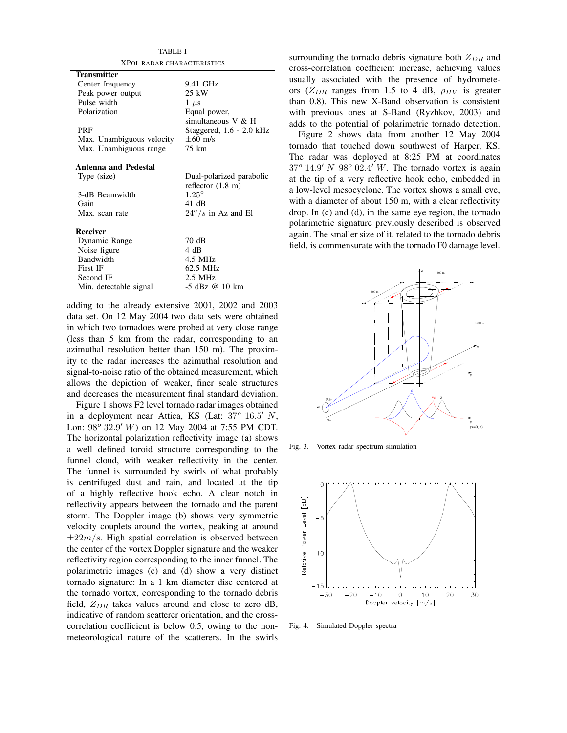TABLE I

XPOL RADAR CHARACTERISTICS

| | |
|---|---|
| **Transmitter** | |
| Center frequency | 9.41 GHz |
| Peak power output | 25 kW |
| Pulse width | 1 $\mu$s |
| Polarization | Equal power, simultaneous V & H |
| PRF | Staggered, 1.6 - 2.0 kHz |
| Max. Unambiguous velocity | $\pm 60$ m/s |
| Max. Unambiguous range | 75 km |
| **Antenna and Pedestal** | |
| Type (size) | Dual-polarized parabolic reflector (1.8 m) |
| 3-dB Beamwidth | $1.25^o$ |
| Gain | 41 dB |
| Max. scan rate | $24^o/s$ in Az and El |
| **Receiver** | |
| Dynamic Range | 70 dB |
| Noise figure | 4 dB |
| Bandwidth | 4.5 MHz |
| First IF | 62.5 MHz |
| Second IF | 2.5 MHz |
| Min. detectable signal | -5 dBz @ 10 km |

adding to the already extensive 2001, 2002 and 2003 data set. On 12 May 2004 two data sets were obtained in which two tornadoes were probed at very close range (less than 5 km from the radar, corresponding to an azimuthal resolution better than 150 m). The proximity to the radar increases the azimuthal resolution and signal-to-noise ratio of the obtained measurement, which allows the depiction of weaker, finer scale structures and decreases the measurement final standard deviation.

Figure 1 shows F2 level tornado radar images obtained in a deployment near Attica, KS (Lat: $37^o\ 16.5'\ N$, Lon: $98^o\ 32.9'\ W$) on 12 May 2004 at 7:55 PM CDT. The horizontal polarization reflectivity image (a) shows a well defined toroid structure corresponding to the funnel cloud, with weaker reflectivity in the center. The funnel is surrounded by swirls of what probably is centrifuged dust and rain, and located at the tip of a highly reflective hook echo. A clear notch in reflectivity appears between the tornado and the parent storm. The Doppler image (b) shows very symmetric velocity couplets around the vortex, peaking at around $\pm 22 m/s$. High spatial correlation is observed between the center of the vortex Doppler signature and the weaker reflectivity region corresponding to the inner funnel. The polarimetric images (c) and (d) show a very distinct tornado signature: In a 1 km diameter disc centered at the tornado vortex, corresponding to the tornado debris field, $Z_{DR}$ takes values around and close to zero dB, indicative of random scatterer orientation, and the cross-correlation coefficient is below 0.5, owing to the non-meteorological nature of the scatterers. In the swirls surrounding the tornado debris signature both $Z_{DR}$ and cross-correlation coefficient increase, achieving values usually associated with the presence of hydrometeors ($Z_{DR}$ ranges from 1.5 to 4 dB, $\rho_{HV}$ is greater than 0.8). This new X-Band observation is consistent with previous ones at S-Band (Ryzhkov, 2003) and adds to the potential of polarimetric tornado detection.

Figure 2 shows data from another 12 May 2004 tornado that touched down southwest of Harper, KS. The radar was deployed at 8:25 PM at coordinates $37^o\ 14.9'\ N\ 98^o\ 02.4'\ W$. The tornado vortex is again at the tip of a very reflective hook echo, embedded in a low-level mesocyclone. The vortex shows a small eye, with a diameter of about 150 m, with a clear reflectivity drop. In (c) and (d), in the same eye region, the tornado polarimetric signature previously described is observed again. The smaller size of it, related to the tornado debris field, is commensurate with the tornado F0 damage level.

Fig. 3. Vortex radar spectrum simulation

Fig. 4. Simulated Doppler spectra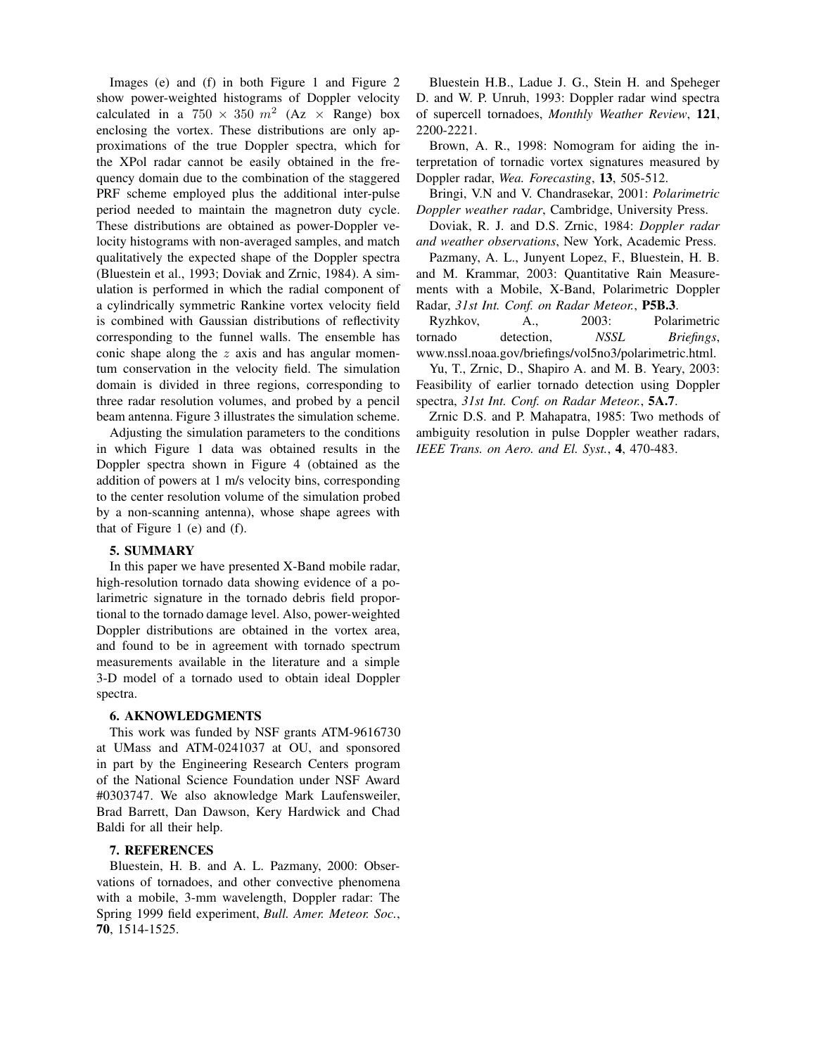Images (e) and (f) in both Figure 1 and Figure 2 show power-weighted histograms of Doppler velocity calculated in a $750 \times 350\ m^2$ (Az $\times$ Range) box enclosing the vortex. These distributions are only approximations of the true Doppler spectra, which for the XPol radar cannot be easily obtained in the frequency domain due to the combination of the staggered PRF scheme employed plus the additional inter-pulse period needed to maintain the magnetron duty cycle. These distributions are obtained as power-Doppler velocity histograms with non-averaged samples, and match qualitatively the expected shape of the Doppler spectra (Bluestein et al., 1993; Doviak and Zrnic, 1984). A simulation is performed in which the radial component of a cylindrically symmetric Rankine vortex velocity field is combined with Gaussian distributions of reflectivity corresponding to the funnel walls. The ensemble has conic shape along the $z$ axis and has angular momentum conservation in the velocity field. The simulation domain is divided in three regions, corresponding to three radar resolution volumes, and probed by a pencil beam antenna. Figure 3 illustrates the simulation scheme.

Adjusting the simulation parameters to the conditions in which Figure 1 data was obtained results in the Doppler spectra shown in Figure 4 (obtained as the addition of powers at 1 m/s velocity bins, corresponding to the center resolution volume of the simulation probed by a non-scanning antenna), whose shape agrees with that of Figure 1 (e) and (f).

## 5. SUMMARY

In this paper we have presented X-Band mobile radar, high-resolution tornado data showing evidence of a polarimetric signature in the tornado debris field proportional to the tornado damage level. Also, power-weighted Doppler distributions are obtained in the vortex area, and found to be in agreement with tornado spectrum measurements available in the literature and a simple 3-D model of a tornado used to obtain ideal Doppler spectra.

## 6. AKNOWLEDGMENTS

This work was funded by NSF grants ATM-9616730 at UMass and ATM-0241037 at OU, and sponsored in part by the Engineering Research Centers program of the National Science Foundation under NSF Award #0303747. We also aknowledge Mark Laufensweiler, Brad Barrett, Dan Dawson, Kery Hardwick and Chad Baldi for all their help.

## 7. REFERENCES

Bluestein, H. B. and A. L. Pazmany, 2000: Observations of tornadoes, and other convective phenomena with a mobile, 3-mm wavelength, Doppler radar: The Spring 1999 field experiment, *Bull. Amer. Meteor. Soc.*, **70**, 1514-1525.

Bluestein H.B., Ladue J. G., Stein H. and Speheger D. and W. P. Unruh, 1993: Doppler radar wind spectra of supercell tornadoes, *Monthly Weather Review*, **121**, 2200-2221.

Brown, A. R., 1998: Nomogram for aiding the interpretation of tornadic vortex signatures measured by Doppler radar, *Wea. Forecasting*, **13**, 505-512.

Bringi, V.N and V. Chandrasekar, 2001: *Polarimetric Doppler weather radar*, Cambridge, University Press.

Doviak, R. J. and D.S. Zrnic, 1984: *Doppler radar and weather observations*, New York, Academic Press.

Pazmany, A. L., Junyent Lopez, F., Bluestein, H. B. and M. Krammar, 2003: Quantitative Rain Measurements with a Mobile, X-Band, Polarimetric Doppler Radar, *31st Int. Conf. on Radar Meteor.*, **P5B.3**.

Ryzhkov, A., 2003: Polarimetric tornado detection, *NSSL Briefings*, www.nssl.noaa.gov/briefings/vol5no3/polarimetric.html.

Yu, T., Zrnic, D., Shapiro A. and M. B. Yeary, 2003: Feasibility of earlier tornado detection using Doppler spectra, *31st Int. Conf. on Radar Meteor.*, **5A.7**.

Zrnic D.S. and P. Mahapatra, 1985: Two methods of ambiguity resolution in pulse Doppler weather radars, *IEEE Trans. on Aero. and El. Syst.*, **4**, 470-483.